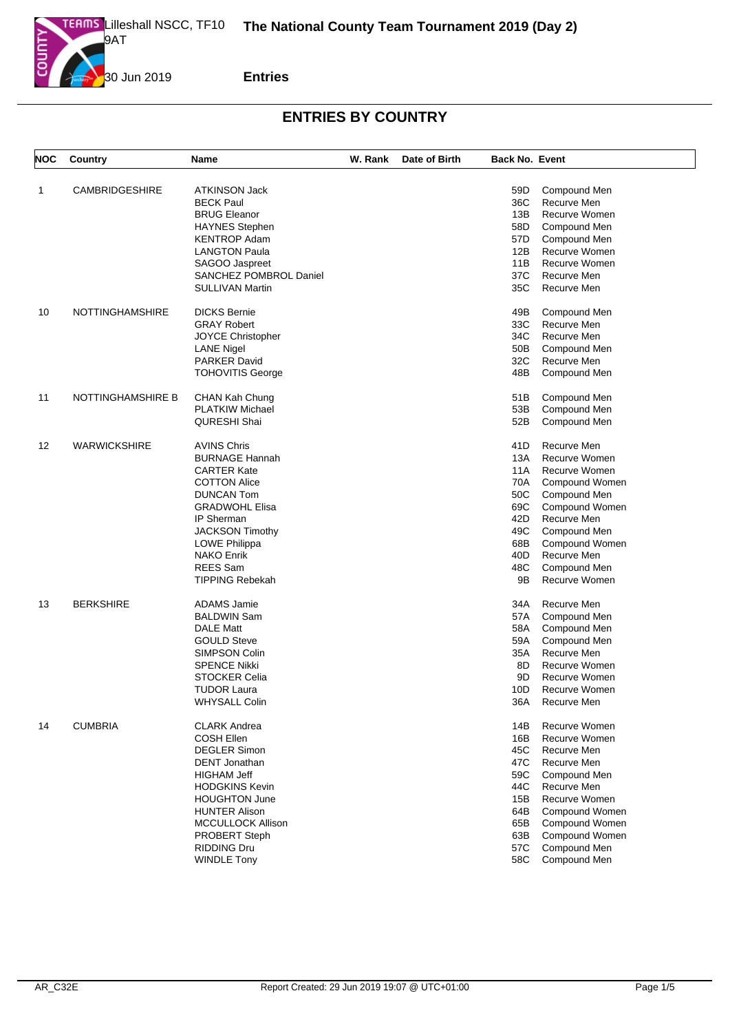# The National County Team Tournament 2019 (Day 2)

Lilleshall NSCC, TF10 9AT

30 Jun 2019

**Entries**

## ENTRIES BY COUNTRY

| NOC | Country | Name | W. Rank | Date of Birth | Back No. | Event |
|---|---|---|---|---|---|---|
| 1 | CAMBRIDGESHIRE | ATKINSON Jack | | | 59D | Compound Men |
| | | BECK Paul | | | 36C | Recurve Men |
| | | BRUG Eleanor | | | 13B | Recurve Women |
| | | HAYNES Stephen | | | 58D | Compound Men |
| | | KENTROP Adam | | | 57D | Compound Men |
| | | LANGTON Paula | | | 12B | Recurve Women |
| | | SAGOO Jaspreet | | | 11B | Recurve Women |
| | | SANCHEZ POMBROL Daniel | | | 37C | Recurve Men |
| | | SULLIVAN Martin | | | 35C | Recurve Men |
| 10 | NOTTINGHAMSHIRE | DICKS Bernie | | | 49B | Compound Men |
| | | GRAY Robert | | | 33C | Recurve Men |
| | | JOYCE Christopher | | | 34C | Recurve Men |
| | | LANE Nigel | | | 50B | Compound Men |
| | | PARKER David | | | 32C | Recurve Men |
| | | TOHOVITIS George | | | 48B | Compound Men |
| 11 | NOTTINGHAMSHIRE B | CHAN Kah Chung | | | 51B | Compound Men |
| | | PLATKIW Michael | | | 53B | Compound Men |
| | | QURESHI Shai | | | 52B | Compound Men |
| 12 | WARWICKSHIRE | AVINS Chris | | | 41D | Recurve Men |
| | | BURNAGE Hannah | | | 13A | Recurve Women |
| | | CARTER Kate | | | 11A | Recurve Women |
| | | COTTON Alice | | | 70A | Compound Women |
| | | DUNCAN Tom | | | 50C | Compound Men |
| | | GRADWOHL Elisa | | | 69C | Compound Women |
| | | IP Sherman | | | 42D | Recurve Men |
| | | JACKSON Timothy | | | 49C | Compound Men |
| | | LOWE Philippa | | | 68B | Compound Women |
| | | NAKO Enrik | | | 40D | Recurve Men |
| | | REES Sam | | | 48C | Compound Men |
| | | TIPPING Rebekah | | | 9B | Recurve Women |
| 13 | BERKSHIRE | ADAMS Jamie | | | 34A | Recurve Men |
| | | BALDWIN Sam | | | 57A | Compound Men |
| | | DALE Matt | | | 58A | Compound Men |
| | | GOULD Steve | | | 59A | Compound Men |
| | | SIMPSON Colin | | | 35A | Recurve Men |
| | | SPENCE Nikki | | | 8D | Recurve Women |
| | | STOCKER Celia | | | 9D | Recurve Women |
| | | TUDOR Laura | | | 10D | Recurve Women |
| | | WHYSALL Colin | | | 36A | Recurve Men |
| 14 | CUMBRIA | CLARK Andrea | | | 14B | Recurve Women |
| | | COSH Ellen | | | 16B | Recurve Women |
| | | DEGLER Simon | | | 45C | Recurve Men |
| | | DENT Jonathan | | | 47C | Recurve Men |
| | | HIGHAM Jeff | | | 59C | Compound Men |
| | | HODGKINS Kevin | | | 44C | Recurve Men |
| | | HOUGHTON June | | | 15B | Recurve Women |
| | | HUNTER Alison | | | 64B | Compound Women |
| | | MCCULLOCK Allison | | | 65B | Compound Women |
| | | PROBERT Steph | | | 63B | Compound Women |
| | | RIDDING Dru | | | 57C | Compound Men |
| | | WINDLE Tony | | | 58C | Compound Men |

AR_C32E — Report Created: 29 Jun 2019 19:07 @ UTC+01:00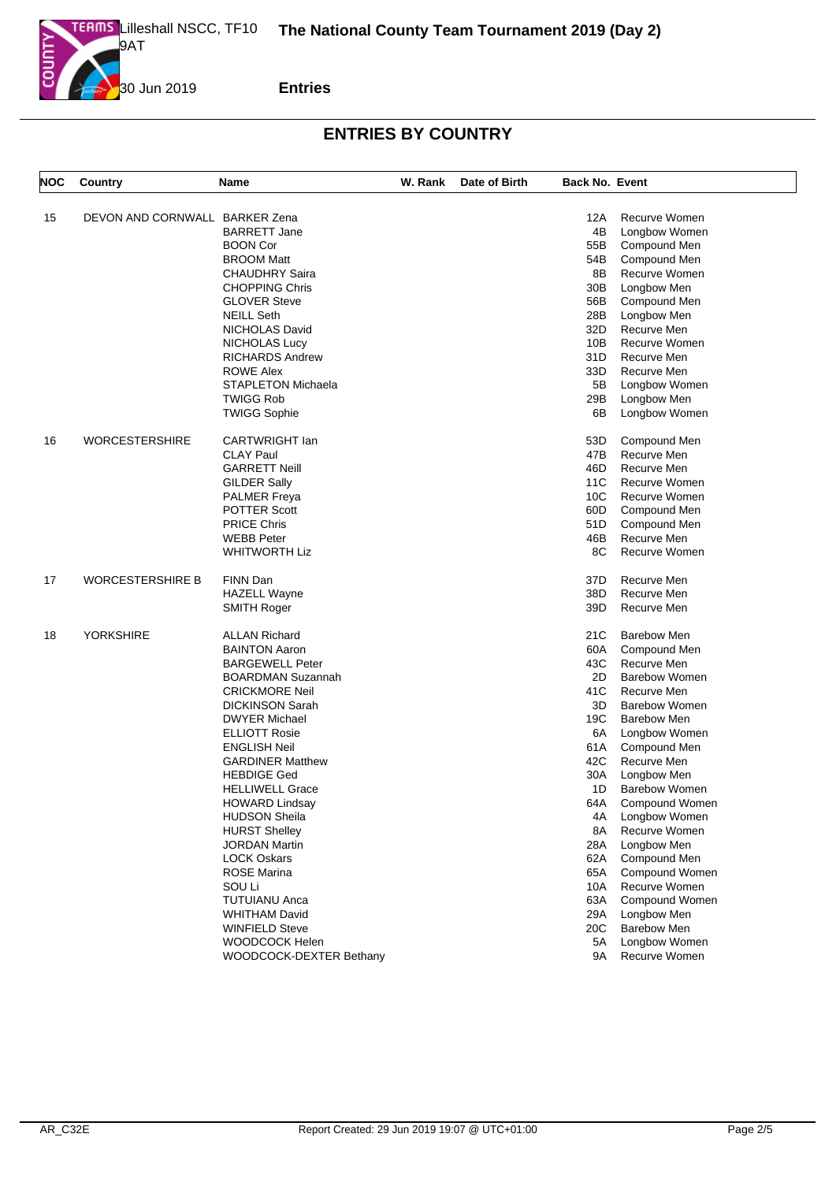## ENTRIES BY COUNTRY

| NOC | Country | Name | W. Rank | Date of Birth | Back No. | Event |
|---|---|---|---|---|---|---|
| 15 | DEVON AND CORNWALL | BARKER Zena | | | 12A | Recurve Women |
| | | BARRETT Jane | | | 4B | Longbow Women |
| | | BOON Cor | | | 55B | Compound Men |
| | | BROOM Matt | | | 54B | Compound Men |
| | | CHAUDHRY Saira | | | 8B | Recurve Women |
| | | CHOPPING Chris | | | 30B | Longbow Men |
| | | GLOVER Steve | | | 56B | Compound Men |
| | | NEILL Seth | | | 28B | Longbow Men |
| | | NICHOLAS David | | | 32D | Recurve Men |
| | | NICHOLAS Lucy | | | 10B | Recurve Women |
| | | RICHARDS Andrew | | | 31D | Recurve Men |
| | | ROWE Alex | | | 33D | Recurve Men |
| | | STAPLETON Michaela | | | 5B | Longbow Women |
| | | TWIGG Rob | | | 29B | Longbow Men |
| | | TWIGG Sophie | | | 6B | Longbow Women |
| 16 | WORCESTERSHIRE | CARTWRIGHT Ian | | | 53D | Compound Men |
| | | CLAY Paul | | | 47B | Recurve Men |
| | | GARRETT Neill | | | 46D | Recurve Men |
| | | GILDER Sally | | | 11C | Recurve Women |
| | | PALMER Freya | | | 10C | Recurve Women |
| | | POTTER Scott | | | 60D | Compound Men |
| | | PRICE Chris | | | 51D | Compound Men |
| | | WEBB Peter | | | 46B | Recurve Men |
| | | WHITWORTH Liz | | | 8C | Recurve Women |
| 17 | WORCESTERSHIRE B | FINN Dan | | | 37D | Recurve Men |
| | | HAZELL Wayne | | | 38D | Recurve Men |
| | | SMITH Roger | | | 39D | Recurve Men |
| 18 | YORKSHIRE | ALLAN Richard | | | 21C | Barebow Men |
| | | BAINTON Aaron | | | 60A | Compound Men |
| | | BARGEWELL Peter | | | 43C | Recurve Men |
| | | BOARDMAN Suzannah | | | 2D | Barebow Women |
| | | CRICKMORE Neil | | | 41C | Recurve Men |
| | | DICKINSON Sarah | | | 3D | Barebow Women |
| | | DWYER Michael | | | 19C | Barebow Men |
| | | ELLIOTT Rosie | | | 6A | Longbow Women |
| | | ENGLISH Neil | | | 61A | Compound Men |
| | | GARDINER Matthew | | | 42C | Recurve Men |
| | | HEBDIGE Ged | | | 30A | Longbow Men |
| | | HELLIWELL Grace | | | 1D | Barebow Women |
| | | HOWARD Lindsay | | | 64A | Compound Women |
| | | HUDSON Sheila | | | 4A | Longbow Women |
| | | HURST Shelley | | | 8A | Recurve Women |
| | | JORDAN Martin | | | 28A | Longbow Men |
| | | LOCK Oskars | | | 62A | Compound Men |
| | | ROSE Marina | | | 65A | Compound Women |
| | | SOU Li | | | 10A | Recurve Women |
| | | TUTUIANU Anca | | | 63A | Compound Women |
| | | WHITHAM David | | | 29A | Longbow Men |
| | | WINFIELD Steve | | | 20C | Barebow Men |
| | | WOODCOCK Helen | | | 5A | Longbow Women |
| | | WOODCOCK-DEXTER Bethany | | | 9A | Recurve Women |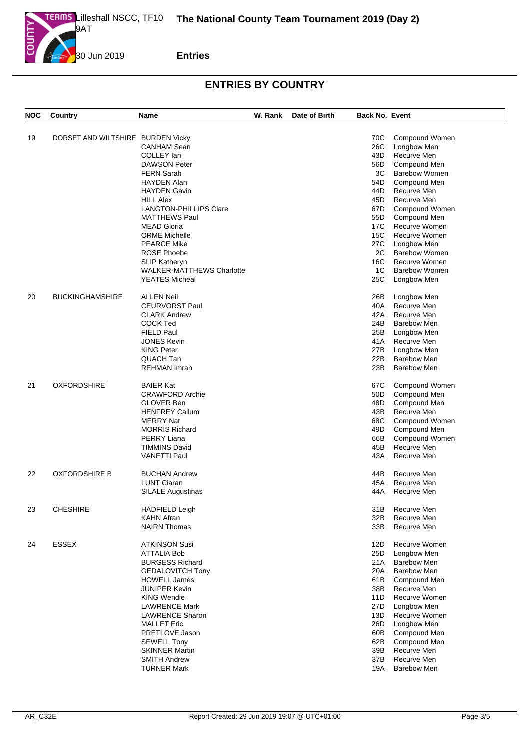# ENTRIES BY COUNTRY

| NOC | Country | Name | W. Rank | Date of Birth | Back No. | Event |
|---|---|---|---|---|---|---|
| 19 | DORSET AND WILTSHIRE | BURDEN Vicky | | | 70C | Compound Women |
| | | CANHAM Sean | | | 26C | Longbow Men |
| | | COLLEY Ian | | | 43D | Recurve Men |
| | | DAWSON Peter | | | 56D | Compound Men |
| | | FERN Sarah | | | 3C | Barebow Women |
| | | HAYDEN Alan | | | 54D | Compound Men |
| | | HAYDEN Gavin | | | 44D | Recurve Men |
| | | HILL Alex | | | 45D | Recurve Men |
| | | LANGTON-PHILLIPS Clare | | | 67D | Compound Women |
| | | MATTHEWS Paul | | | 55D | Compound Men |
| | | MEAD Gloria | | | 17C | Recurve Women |
| | | ORME Michelle | | | 15C | Recurve Women |
| | | PEARCE Mike | | | 27C | Longbow Men |
| | | ROSE Phoebe | | | 2C | Barebow Women |
| | | SLIP Katheryn | | | 16C | Recurve Women |
| | | WALKER-MATTHEWS Charlotte | | | 1C | Barebow Women |
| | | YEATES Micheal | | | 25C | Longbow Men |
| 20 | BUCKINGHAMSHIRE | ALLEN Neil | | | 26B | Longbow Men |
| | | CEURVORST Paul | | | 40A | Recurve Men |
| | | CLARK Andrew | | | 42A | Recurve Men |
| | | COCK Ted | | | 24B | Barebow Men |
| | | FIELD Paul | | | 25B | Longbow Men |
| | | JONES Kevin | | | 41A | Recurve Men |
| | | KING Peter | | | 27B | Longbow Men |
| | | QUACH Tan | | | 22B | Barebow Men |
| | | REHMAN Imran | | | 23B | Barebow Men |
| 21 | OXFORDSHIRE | BAIER Kat | | | 67C | Compound Women |
| | | CRAWFORD Archie | | | 50D | Compound Men |
| | | GLOVER Ben | | | 48D | Compound Men |
| | | HENFREY Callum | | | 43B | Recurve Men |
| | | MERRY Nat | | | 68C | Compound Women |
| | | MORRIS Richard | | | 49D | Compound Men |
| | | PERRY Liana | | | 66B | Compound Women |
| | | TIMMINS David | | | 45B | Recurve Men |
| | | VANETTI Paul | | | 43A | Recurve Men |
| 22 | OXFORDSHIRE B | BUCHAN Andrew | | | 44B | Recurve Men |
| | | LUNT Ciaran | | | 45A | Recurve Men |
| | | SILALE Augustinas | | | 44A | Recurve Men |
| 23 | CHESHIRE | HADFIELD Leigh | | | 31B | Recurve Men |
| | | KAHN Afran | | | 32B | Recurve Men |
| | | NAIRN Thomas | | | 33B | Recurve Men |
| 24 | ESSEX | ATKINSON Susi | | | 12D | Recurve Women |
| | | ATTALIA Bob | | | 25D | Longbow Men |
| | | BURGESS Richard | | | 21A | Barebow Men |
| | | GEDALOVITCH Tony | | | 20A | Barebow Men |
| | | HOWELL James | | | 61B | Compound Men |
| | | JUNIPER Kevin | | | 38B | Recurve Men |
| | | KING Wendie | | | 11D | Recurve Women |
| | | LAWRENCE Mark | | | 27D | Longbow Men |
| | | LAWRENCE Sharon | | | 13D | Recurve Women |
| | | MALLET Eric | | | 26D | Longbow Men |
| | | PRETLOVE Jason | | | 60B | Compound Men |
| | | SEWELL Tony | | | 62B | Compound Men |
| | | SKINNER Martin | | | 39B | Recurve Men |
| | | SMITH Andrew | | | 37B | Recurve Men |
| | | TURNER Mark | | | 19A | Barebow Men |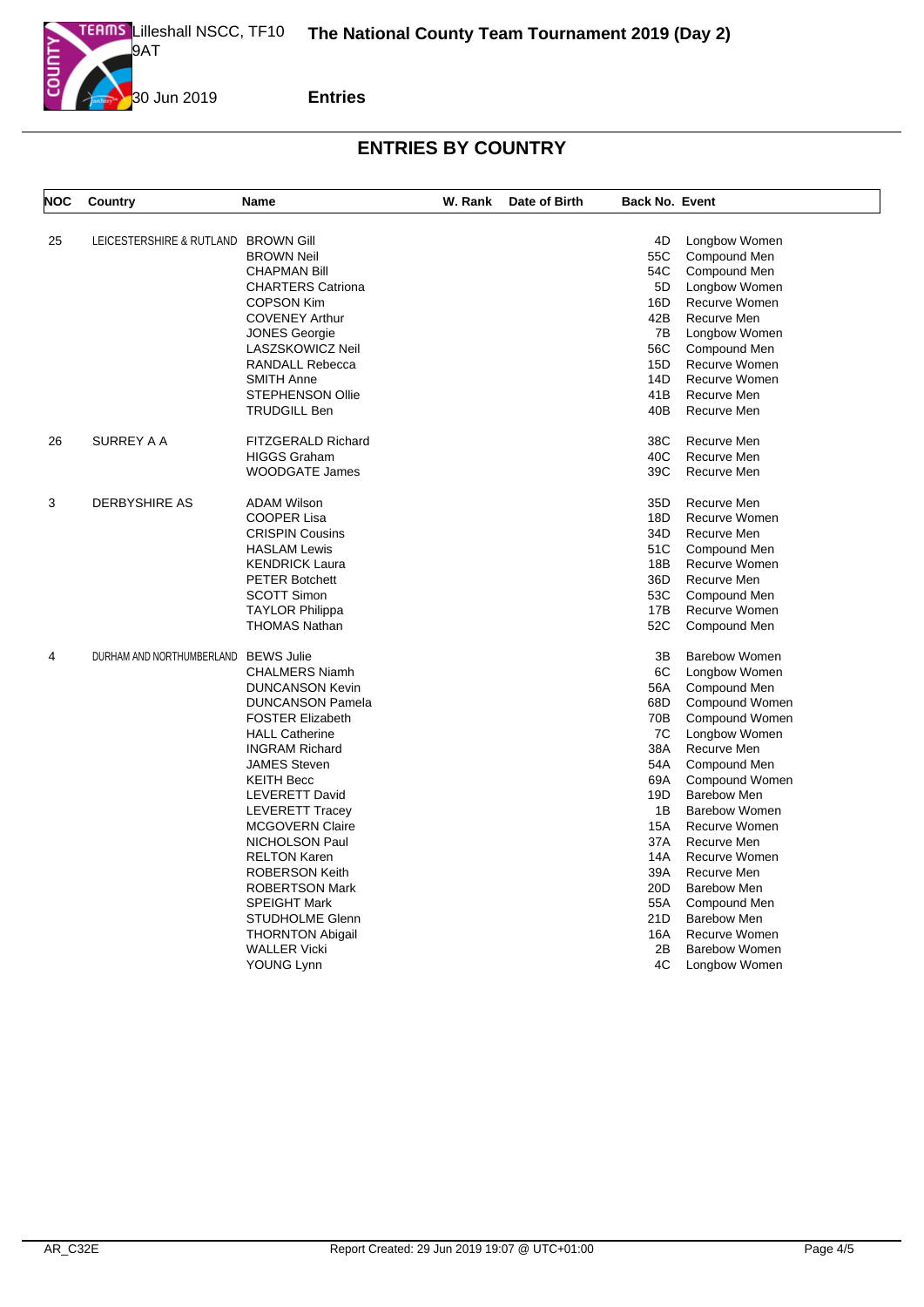# The National County Team Tournament 2019 (Day 2)

Lilleshall NSCC, TF10 9AT

30 Jun 2019

**Entries**

## ENTRIES BY COUNTRY

| NOC | Country | Name | W. Rank | Date of Birth | Back No. | Event |
|---|---|---|---|---|---|---|
| 25 | LEICESTERSHIRE & RUTLAND | BROWN Gill | | | 4D | Longbow Women |
| | | BROWN Neil | | | 55C | Compound Men |
| | | CHAPMAN Bill | | | 54C | Compound Men |
| | | CHARTERS Catriona | | | 5D | Longbow Women |
| | | COPSON Kim | | | 16D | Recurve Women |
| | | COVENEY Arthur | | | 42B | Recurve Men |
| | | JONES Georgie | | | 7B | Longbow Women |
| | | LASZSKOWICZ Neil | | | 56C | Compound Men |
| | | RANDALL Rebecca | | | 15D | Recurve Women |
| | | SMITH Anne | | | 14D | Recurve Women |
| | | STEPHENSON Ollie | | | 41B | Recurve Men |
| | | TRUDGILL Ben | | | 40B | Recurve Men |
| 26 | SURREY A A | FITZGERALD Richard | | | 38C | Recurve Men |
| | | HIGGS Graham | | | 40C | Recurve Men |
| | | WOODGATE James | | | 39C | Recurve Men |
| 3 | DERBYSHIRE AS | ADAM Wilson | | | 35D | Recurve Men |
| | | COOPER Lisa | | | 18D | Recurve Women |
| | | CRISPIN Cousins | | | 34D | Recurve Men |
| | | HASLAM Lewis | | | 51C | Compound Men |
| | | KENDRICK Laura | | | 18B | Recurve Women |
| | | PETER Botchett | | | 36D | Recurve Men |
| | | SCOTT Simon | | | 53C | Compound Men |
| | | TAYLOR Philippa | | | 17B | Recurve Women |
| | | THOMAS Nathan | | | 52C | Compound Men |
| 4 | DURHAM AND NORTHUMBERLAND | BEWS Julie | | | 3B | Barebow Women |
| | | CHALMERS Niamh | | | 6C | Longbow Women |
| | | DUNCANSON Kevin | | | 56A | Compound Men |
| | | DUNCANSON Pamela | | | 68D | Compound Women |
| | | FOSTER Elizabeth | | | 70B | Compound Women |
| | | HALL Catherine | | | 7C | Longbow Women |
| | | INGRAM Richard | | | 38A | Recurve Men |
| | | JAMES Steven | | | 54A | Compound Men |
| | | KEITH Becc | | | 69A | Compound Women |
| | | LEVERETT David | | | 19D | Barebow Men |
| | | LEVERETT Tracey | | | 1B | Barebow Women |
| | | MCGOVERN Claire | | | 15A | Recurve Women |
| | | NICHOLSON Paul | | | 37A | Recurve Men |
| | | RELTON Karen | | | 14A | Recurve Women |
| | | ROBERSON Keith | | | 39A | Recurve Men |
| | | ROBERTSON Mark | | | 20D | Barebow Men |
| | | SPEIGHT Mark | | | 55A | Compound Men |
| | | STUDHOLME Glenn | | | 21D | Barebow Men |
| | | THORNTON Abigail | | | 16A | Recurve Women |
| | | WALLER Vicki | | | 2B | Barebow Women |
| | | YOUNG Lynn | | | 4C | Longbow Women |

AR_C32E — Report Created: 29 Jun 2019 19:07 @ UTC+01:00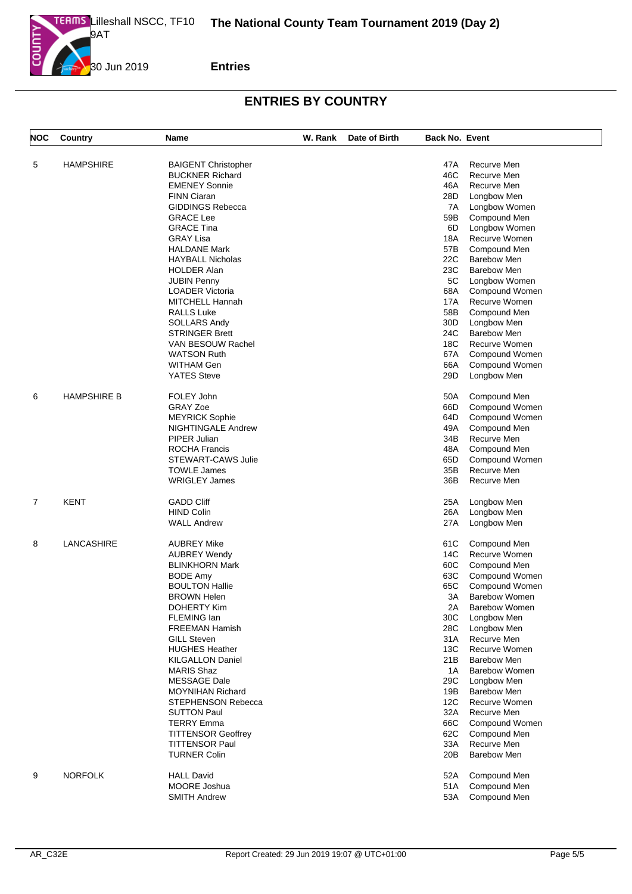## ENTRIES BY COUNTRY

| NOC | Country | Name | W. Rank | Date of Birth | Back No. | Event |
|---|---|---|---|---|---|---|
| 5 | HAMPSHIRE | BAIGENT Christopher | | | 47A | Recurve Men |
| | | BUCKNER Richard | | | 46C | Recurve Men |
| | | EMENEY Sonnie | | | 46A | Recurve Men |
| | | FINN Ciaran | | | 28D | Longbow Men |
| | | GIDDINGS Rebecca | | | 7A | Longbow Women |
| | | GRACE Lee | | | 59B | Compound Men |
| | | GRACE Tina | | | 6D | Longbow Women |
| | | GRAY Lisa | | | 18A | Recurve Women |
| | | HALDANE Mark | | | 57B | Compound Men |
| | | HAYBALL Nicholas | | | 22C | Barebow Men |
| | | HOLDER Alan | | | 23C | Barebow Men |
| | | JUBIN Penny | | | 5C | Longbow Women |
| | | LOADER Victoria | | | 68A | Compound Women |
| | | MITCHELL Hannah | | | 17A | Recurve Women |
| | | RALLS Luke | | | 58B | Compound Men |
| | | SOLLARS Andy | | | 30D | Longbow Men |
| | | STRINGER Brett | | | 24C | Barebow Men |
| | | VAN BESOUW Rachel | | | 18C | Recurve Women |
| | | WATSON Ruth | | | 67A | Compound Women |
| | | WITHAM Gen | | | 66A | Compound Women |
| | | YATES Steve | | | 29D | Longbow Men |
| 6 | HAMPSHIRE B | FOLEY John | | | 50A | Compound Men |
| | | GRAY Zoe | | | 66D | Compound Women |
| | | MEYRICK Sophie | | | 64D | Compound Women |
| | | NIGHTINGALE Andrew | | | 49A | Compound Men |
| | | PIPER Julian | | | 34B | Recurve Men |
| | | ROCHA Francis | | | 48A | Compound Men |
| | | STEWART-CAWS Julie | | | 65D | Compound Women |
| | | TOWLE James | | | 35B | Recurve Men |
| | | WRIGLEY James | | | 36B | Recurve Men |
| 7 | KENT | GADD Cliff | | | 25A | Longbow Men |
| | | HIND Colin | | | 26A | Longbow Men |
| | | WALL Andrew | | | 27A | Longbow Men |
| 8 | LANCASHIRE | AUBREY Mike | | | 61C | Compound Men |
| | | AUBREY Wendy | | | 14C | Recurve Women |
| | | BLINKHORN Mark | | | 60C | Compound Men |
| | | BODE Amy | | | 63C | Compound Women |
| | | BOULTON Hallie | | | 65C | Compound Women |
| | | BROWN Helen | | | 3A | Barebow Women |
| | | DOHERTY Kim | | | 2A | Barebow Women |
| | | FLEMING Ian | | | 30C | Longbow Men |
| | | FREEMAN Hamish | | | 28C | Longbow Men |
| | | GILL Steven | | | 31A | Recurve Men |
| | | HUGHES Heather | | | 13C | Recurve Women |
| | | KILGALLON Daniel | | | 21B | Barebow Men |
| | | MARIS Shaz | | | 1A | Barebow Women |
| | | MESSAGE Dale | | | 29C | Longbow Men |
| | | MOYNIHAN Richard | | | 19B | Barebow Men |
| | | STEPHENSON Rebecca | | | 12C | Recurve Women |
| | | SUTTON Paul | | | 32A | Recurve Men |
| | | TERRY Emma | | | 66C | Compound Women |
| | | TITTENSOR Geoffrey | | | 62C | Compound Men |
| | | TITTENSOR Paul | | | 33A | Recurve Men |
| | | TURNER Colin | | | 20B | Barebow Men |
| 9 | NORFOLK | HALL David | | | 52A | Compound Men |
| | | MOORE Joshua | | | 51A | Compound Men |
| | | SMITH Andrew | | | 53A | Compound Men |